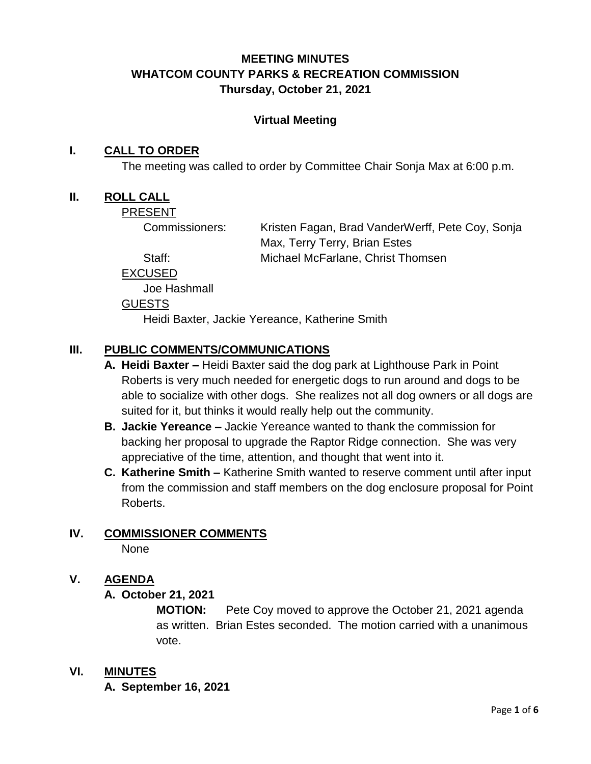# MEETING MINUTES
# WHATCOM COUNTY PARKS & RECREATION COMMISSION
# Thursday, October 21, 2021

**Virtual Meeting**

## I. CALL TO ORDER

The meeting was called to order by Committee Chair Sonja Max at 6:00 p.m.

## II. ROLL CALL

PRESENT

Commissioners: Kristen Fagan, Brad VanderWerff, Pete Coy, Sonja Max, Terry Terry, Brian Estes

Staff: Michael McFarlane, Christ Thomsen

EXCUSED

Joe Hashmall

GUESTS

Heidi Baxter, Jackie Yereance, Katherine Smith

## III. PUBLIC COMMENTS/COMMUNICATIONS

**A. Heidi Baxter –** Heidi Baxter said the dog park at Lighthouse Park in Point Roberts is very much needed for energetic dogs to run around and dogs to be able to socialize with other dogs. She realizes not all dog owners or all dogs are suited for it, but thinks it would really help out the community.

**B. Jackie Yereance –** Jackie Yereance wanted to thank the commission for backing her proposal to upgrade the Raptor Ridge connection. She was very appreciative of the time, attention, and thought that went into it.

**C. Katherine Smith –** Katherine Smith wanted to reserve comment until after input from the commission and staff members on the dog enclosure proposal for Point Roberts.

## IV. COMMISSIONER COMMENTS

None

## V. AGENDA

**A. October 21, 2021**

**MOTION:** Pete Coy moved to approve the October 21, 2021 agenda as written. Brian Estes seconded. The motion carried with a unanimous vote.

## VI. MINUTES

**A. September 16, 2021**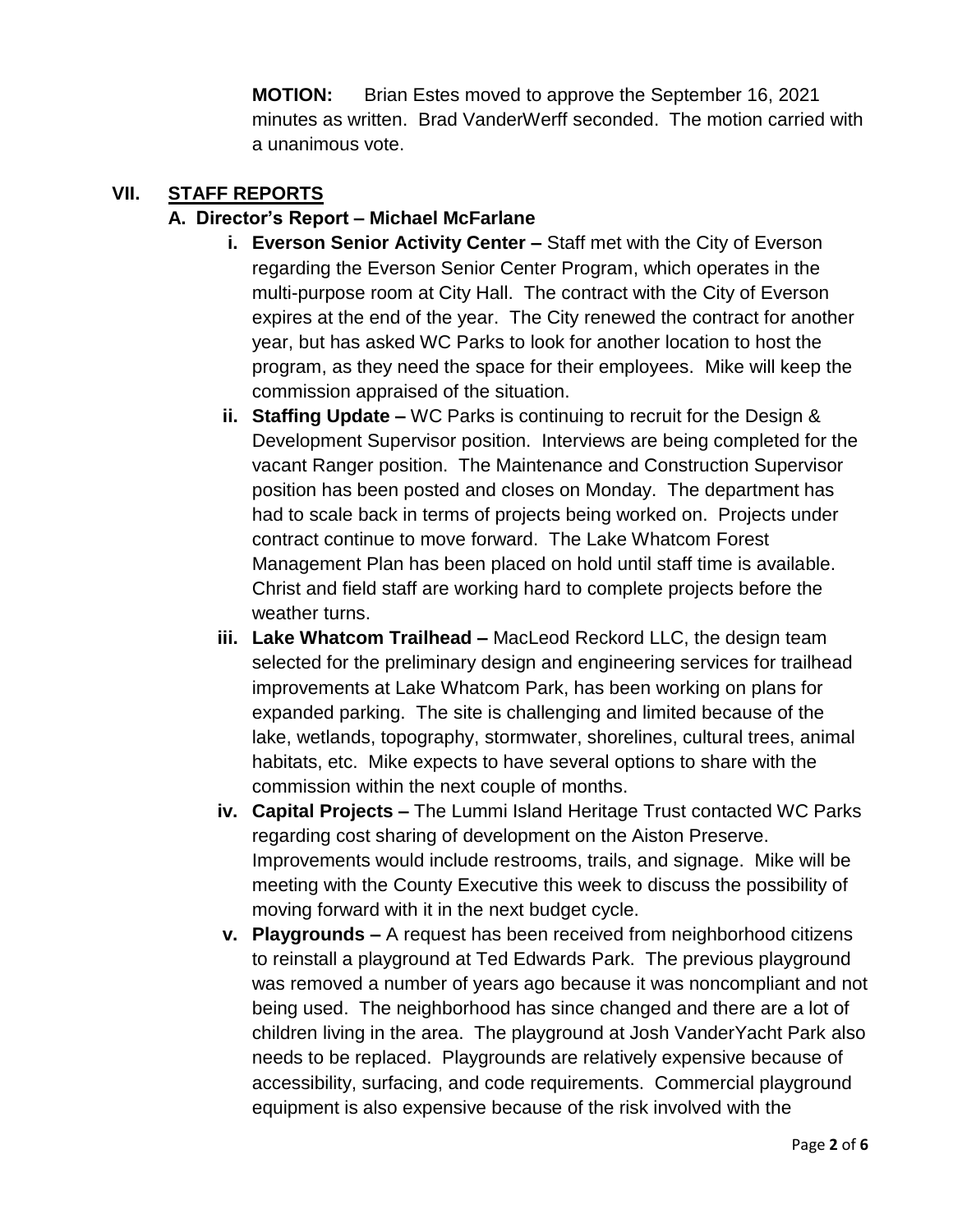**MOTION:** Brian Estes moved to approve the September 16, 2021 minutes as written. Brad VanderWerff seconded. The motion carried with a unanimous vote.

## VII. STAFF REPORTS

### A. Director's Report – Michael McFarlane

- **i. Everson Senior Activity Center –** Staff met with the City of Everson regarding the Everson Senior Center Program, which operates in the multi-purpose room at City Hall. The contract with the City of Everson expires at the end of the year. The City renewed the contract for another year, but has asked WC Parks to look for another location to host the program, as they need the space for their employees. Mike will keep the commission appraised of the situation.
- **ii. Staffing Update –** WC Parks is continuing to recruit for the Design & Development Supervisor position. Interviews are being completed for the vacant Ranger position. The Maintenance and Construction Supervisor position has been posted and closes on Monday. The department has had to scale back in terms of projects being worked on. Projects under contract continue to move forward. The Lake Whatcom Forest Management Plan has been placed on hold until staff time is available. Christ and field staff are working hard to complete projects before the weather turns.
- **iii. Lake Whatcom Trailhead –** MacLeod Reckord LLC, the design team selected for the preliminary design and engineering services for trailhead improvements at Lake Whatcom Park, has been working on plans for expanded parking. The site is challenging and limited because of the lake, wetlands, topography, stormwater, shorelines, cultural trees, animal habitats, etc. Mike expects to have several options to share with the commission within the next couple of months.
- **iv. Capital Projects –** The Lummi Island Heritage Trust contacted WC Parks regarding cost sharing of development on the Aiston Preserve. Improvements would include restrooms, trails, and signage. Mike will be meeting with the County Executive this week to discuss the possibility of moving forward with it in the next budget cycle.
- **v. Playgrounds –** A request has been received from neighborhood citizens to reinstall a playground at Ted Edwards Park. The previous playground was removed a number of years ago because it was noncompliant and not being used. The neighborhood has since changed and there are a lot of children living in the area. The playground at Josh VanderYacht Park also needs to be replaced. Playgrounds are relatively expensive because of accessibility, surfacing, and code requirements. Commercial playground equipment is also expensive because of the risk involved with the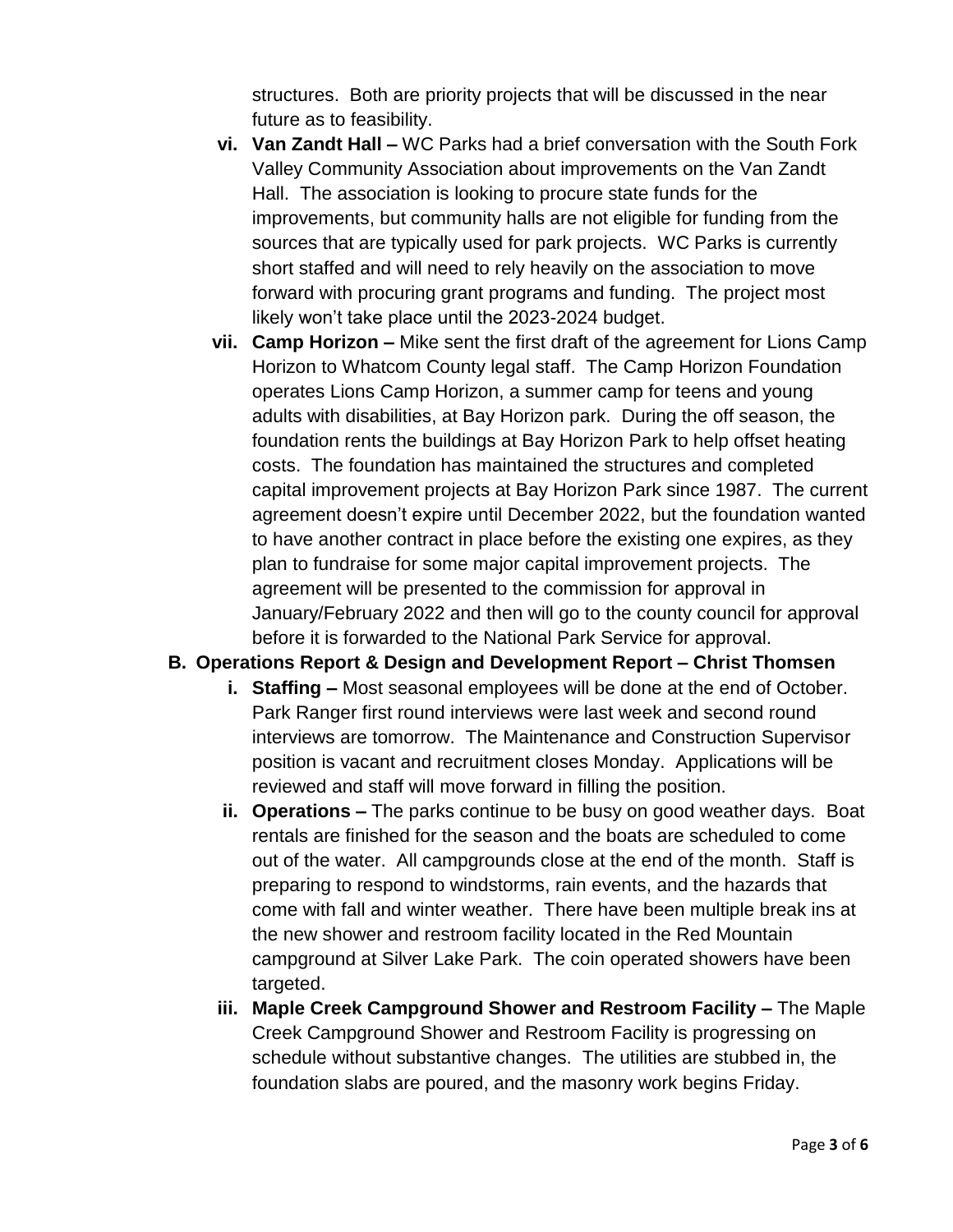structures. Both are priority projects that will be discussed in the near future as to feasibility.

vi. **Van Zandt Hall –** WC Parks had a brief conversation with the South Fork Valley Community Association about improvements on the Van Zandt Hall. The association is looking to procure state funds for the improvements, but community halls are not eligible for funding from the sources that are typically used for park projects. WC Parks is currently short staffed and will need to rely heavily on the association to move forward with procuring grant programs and funding. The project most likely won't take place until the 2023-2024 budget.

vii. **Camp Horizon –** Mike sent the first draft of the agreement for Lions Camp Horizon to Whatcom County legal staff. The Camp Horizon Foundation operates Lions Camp Horizon, a summer camp for teens and young adults with disabilities, at Bay Horizon park. During the off season, the foundation rents the buildings at Bay Horizon Park to help offset heating costs. The foundation has maintained the structures and completed capital improvement projects at Bay Horizon Park since 1987. The current agreement doesn't expire until December 2022, but the foundation wanted to have another contract in place before the existing one expires, as they plan to fundraise for some major capital improvement projects. The agreement will be presented to the commission for approval in January/February 2022 and then will go to the county council for approval before it is forwarded to the National Park Service for approval.

**B. Operations Report & Design and Development Report – Christ Thomsen**

i. **Staffing –** Most seasonal employees will be done at the end of October. Park Ranger first round interviews were last week and second round interviews are tomorrow. The Maintenance and Construction Supervisor position is vacant and recruitment closes Monday. Applications will be reviewed and staff will move forward in filling the position.

ii. **Operations –** The parks continue to be busy on good weather days. Boat rentals are finished for the season and the boats are scheduled to come out of the water. All campgrounds close at the end of the month. Staff is preparing to respond to windstorms, rain events, and the hazards that come with fall and winter weather. There have been multiple break ins at the new shower and restroom facility located in the Red Mountain campground at Silver Lake Park. The coin operated showers have been targeted.

iii. **Maple Creek Campground Shower and Restroom Facility –** The Maple Creek Campground Shower and Restroom Facility is progressing on schedule without substantive changes. The utilities are stubbed in, the foundation slabs are poured, and the masonry work begins Friday.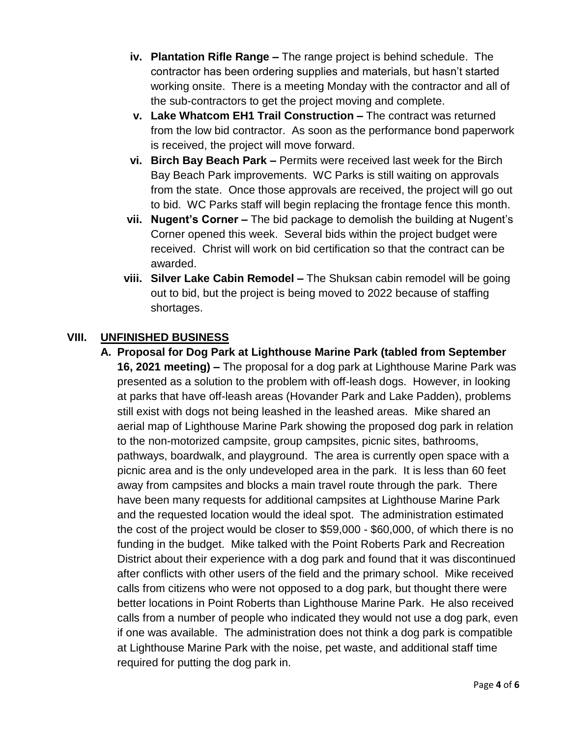iv. **Plantation Rifle Range –** The range project is behind schedule. The contractor has been ordering supplies and materials, but hasn't started working onsite. There is a meeting Monday with the contractor and all of the sub-contractors to get the project moving and complete.

v. **Lake Whatcom EH1 Trail Construction –** The contract was returned from the low bid contractor. As soon as the performance bond paperwork is received, the project will move forward.

vi. **Birch Bay Beach Park –** Permits were received last week for the Birch Bay Beach Park improvements. WC Parks is still waiting on approvals from the state. Once those approvals are received, the project will go out to bid. WC Parks staff will begin replacing the frontage fence this month.

vii. **Nugent's Corner –** The bid package to demolish the building at Nugent's Corner opened this week. Several bids within the project budget were received. Christ will work on bid certification so that the contract can be awarded.

viii. **Silver Lake Cabin Remodel –** The Shuksan cabin remodel will be going out to bid, but the project is being moved to 2022 because of staffing shortages.

## VIII. UNFINISHED BUSINESS

**A. Proposal for Dog Park at Lighthouse Marine Park (tabled from September 16, 2021 meeting) –** The proposal for a dog park at Lighthouse Marine Park was presented as a solution to the problem with off-leash dogs. However, in looking at parks that have off-leash areas (Hovander Park and Lake Padden), problems still exist with dogs not being leashed in the leashed areas. Mike shared an aerial map of Lighthouse Marine Park showing the proposed dog park in relation to the non-motorized campsite, group campsites, picnic sites, bathrooms, pathways, boardwalk, and playground. The area is currently open space with a picnic area and is the only undeveloped area in the park. It is less than 60 feet away from campsites and blocks a main travel route through the park. There have been many requests for additional campsites at Lighthouse Marine Park and the requested location would the ideal spot. The administration estimated the cost of the project would be closer to $59,000 - $60,000, of which there is no funding in the budget. Mike talked with the Point Roberts Park and Recreation District about their experience with a dog park and found that it was discontinued after conflicts with other users of the field and the primary school. Mike received calls from citizens who were not opposed to a dog park, but thought there were better locations in Point Roberts than Lighthouse Marine Park. He also received calls from a number of people who indicated they would not use a dog park, even if one was available. The administration does not think a dog park is compatible at Lighthouse Marine Park with the noise, pet waste, and additional staff time required for putting the dog park in.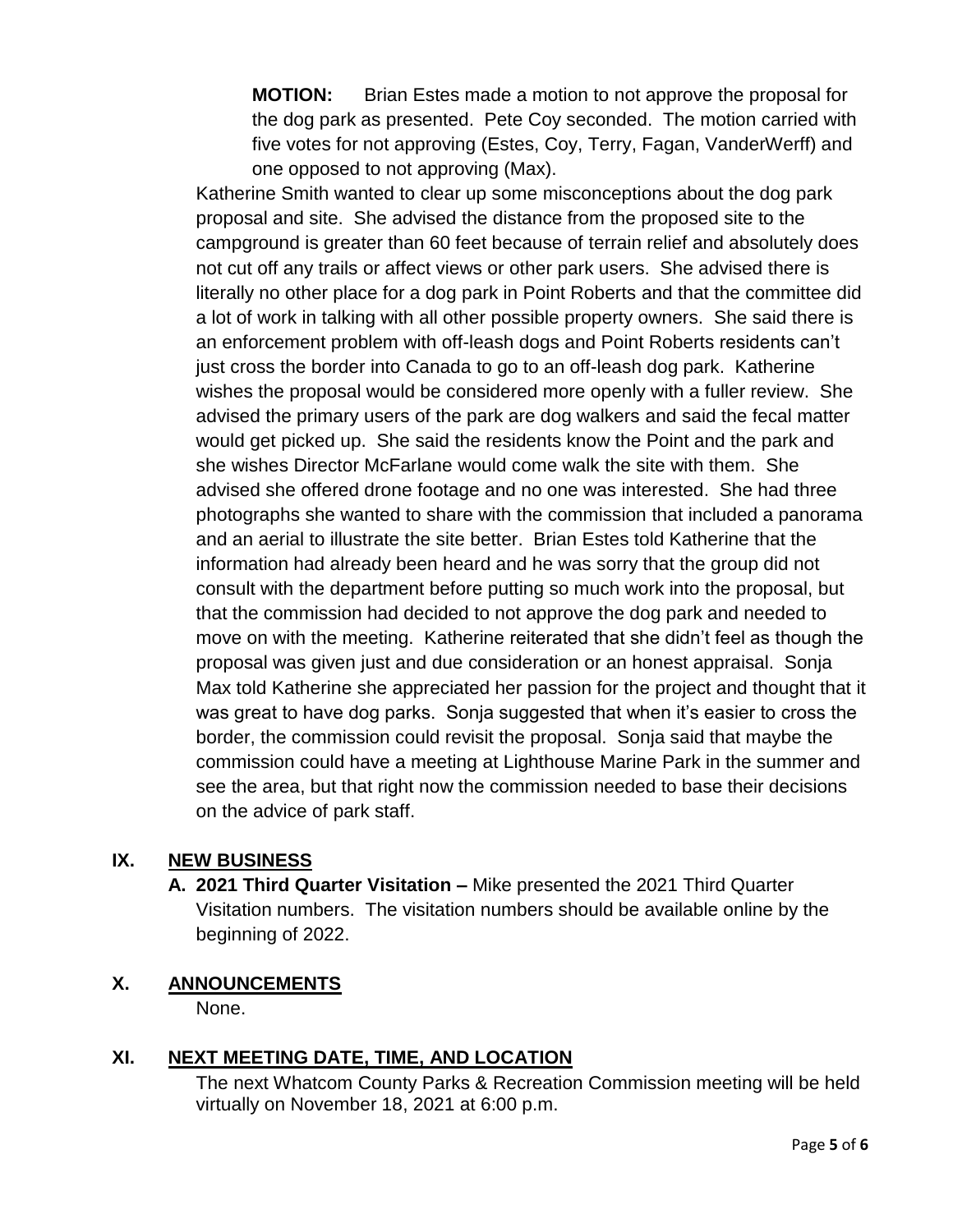**MOTION:** Brian Estes made a motion to not approve the proposal for the dog park as presented. Pete Coy seconded. The motion carried with five votes for not approving (Estes, Coy, Terry, Fagan, VanderWerff) and one opposed to not approving (Max).

Katherine Smith wanted to clear up some misconceptions about the dog park proposal and site. She advised the distance from the proposed site to the campground is greater than 60 feet because of terrain relief and absolutely does not cut off any trails or affect views or other park users. She advised there is literally no other place for a dog park in Point Roberts and that the committee did a lot of work in talking with all other possible property owners. She said there is an enforcement problem with off-leash dogs and Point Roberts residents can't just cross the border into Canada to go to an off-leash dog park. Katherine wishes the proposal would be considered more openly with a fuller review. She advised the primary users of the park are dog walkers and said the fecal matter would get picked up. She said the residents know the Point and the park and she wishes Director McFarlane would come walk the site with them. She advised she offered drone footage and no one was interested. She had three photographs she wanted to share with the commission that included a panorama and an aerial to illustrate the site better. Brian Estes told Katherine that the information had already been heard and he was sorry that the group did not consult with the department before putting so much work into the proposal, but that the commission had decided to not approve the dog park and needed to move on with the meeting. Katherine reiterated that she didn't feel as though the proposal was given just and due consideration or an honest appraisal. Sonja Max told Katherine she appreciated her passion for the project and thought that it was great to have dog parks. Sonja suggested that when it's easier to cross the border, the commission could revisit the proposal. Sonja said that maybe the commission could have a meeting at Lighthouse Marine Park in the summer and see the area, but that right now the commission needed to base their decisions on the advice of park staff.

## IX. NEW BUSINESS

**A. 2021 Third Quarter Visitation –** Mike presented the 2021 Third Quarter Visitation numbers. The visitation numbers should be available online by the beginning of 2022.

## X. ANNOUNCEMENTS

None.

## XI. NEXT MEETING DATE, TIME, AND LOCATION

The next Whatcom County Parks & Recreation Commission meeting will be held virtually on November 18, 2021 at 6:00 p.m.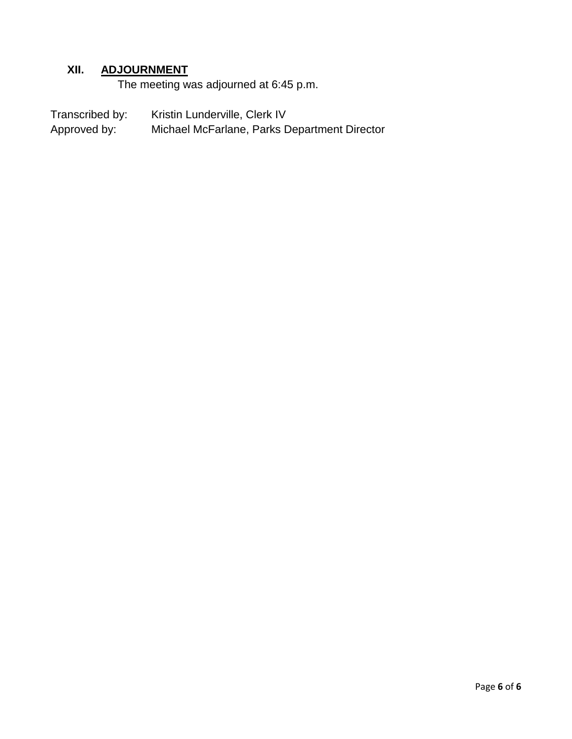## XII. ADJOURNMENT

The meeting was adjourned at 6:45 p.m.

Transcribed by: Kristin Lunderville, Clerk IV
Approved by: Michael McFarlane, Parks Department Director